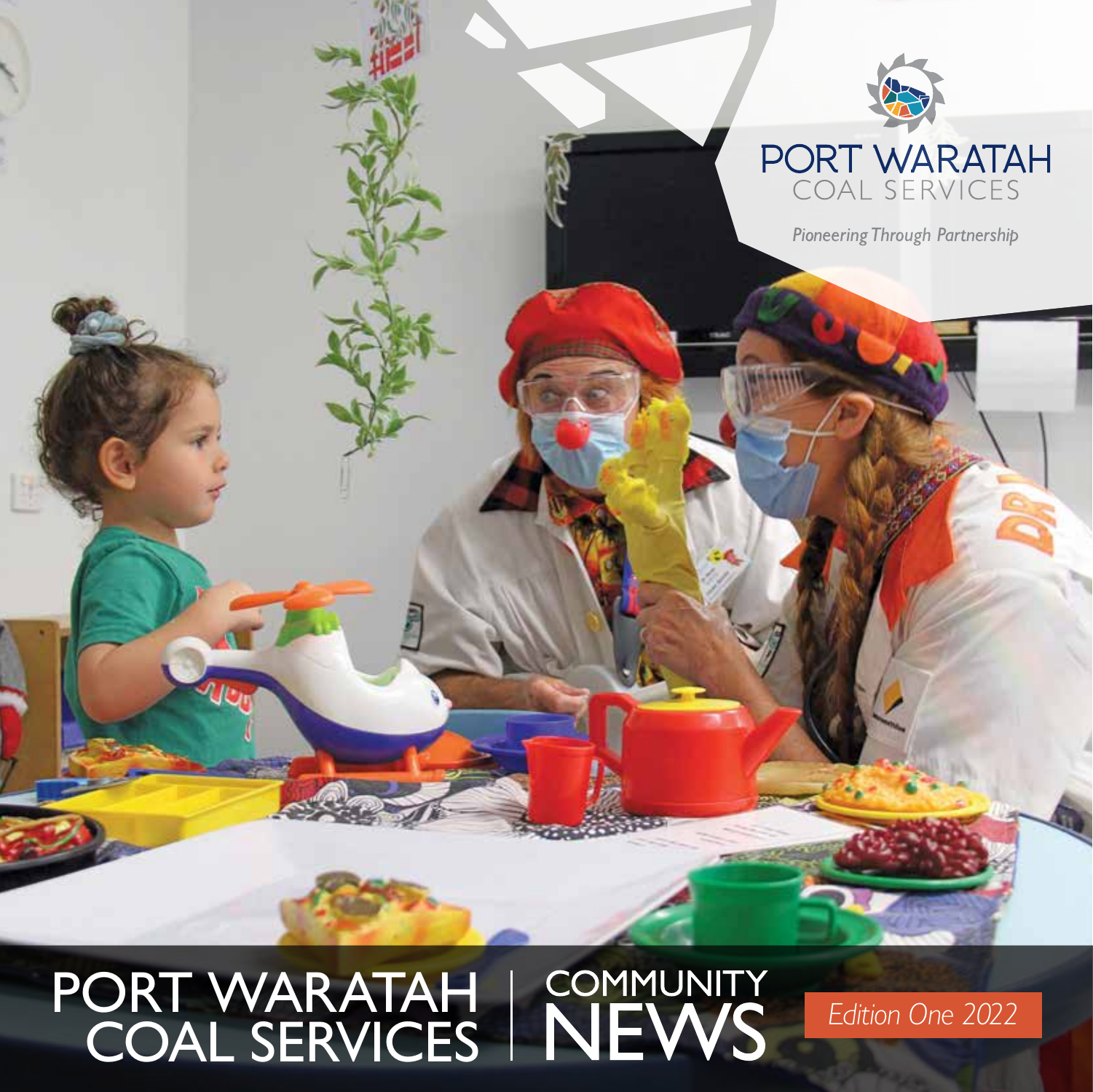PORT WARATAH
COAL SERVICES

*Pioneering Through Partnership*

# PORT WARATAH COAL SERVICES | COMMUNITY NEWS

*Edition One 2022*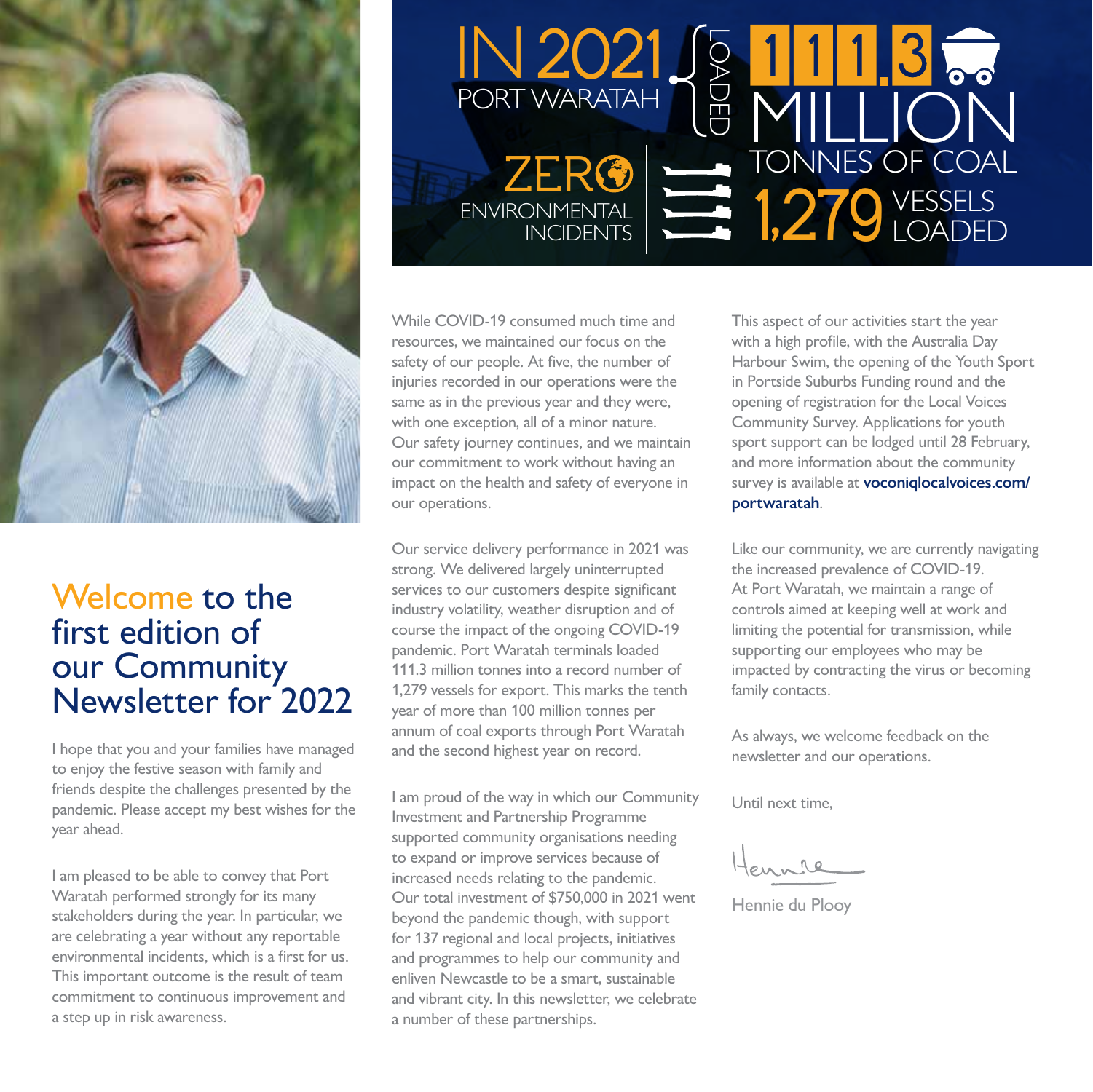IN 2021 PORT WARATAH LOADED

111.3 MILLION TONNES OF COAL

ZERO ENVIRONMENTAL INCIDENTS

1,279 VESSELS LOADED

# Welcome to the first edition of our Community Newsletter for 2022

I hope that you and your families have managed to enjoy the festive season with family and friends despite the challenges presented by the pandemic. Please accept my best wishes for the year ahead.

I am pleased to be able to convey that Port Waratah performed strongly for its many stakeholders during the year. In particular, we are celebrating a year without any reportable environmental incidents, which is a first for us. This important outcome is the result of team commitment to continuous improvement and a step up in risk awareness.

While COVID-19 consumed much time and resources, we maintained our focus on the safety of our people. At five, the number of injuries recorded in our operations were the same as in the previous year and they were, with one exception, all of a minor nature. Our safety journey continues, and we maintain our commitment to work without having an impact on the health and safety of everyone in our operations.

Our service delivery performance in 2021 was strong. We delivered largely uninterrupted services to our customers despite significant industry volatility, weather disruption and of course the impact of the ongoing COVID-19 pandemic. Port Waratah terminals loaded 111.3 million tonnes into a record number of 1,279 vessels for export. This marks the tenth year of more than 100 million tonnes per annum of coal exports through Port Waratah and the second highest year on record.

I am proud of the way in which our Community Investment and Partnership Programme supported community organisations needing to expand or improve services because of increased needs relating to the pandemic. Our total investment of $750,000 in 2021 went beyond the pandemic though, with support for 137 regional and local projects, initiatives and programmes to help our community and enliven Newcastle to be a smart, sustainable and vibrant city. In this newsletter, we celebrate a number of these partnerships.

This aspect of our activities start the year with a high profile, with the Australia Day Harbour Swim, the opening of the Youth Sport in Portside Suburbs Funding round and the opening of registration for the Local Voices Community Survey. Applications for youth sport support can be lodged until 28 February, and more information about the community survey is available at **voconiqlocalvoices.com/portwaratah**.

Like our community, we are currently navigating the increased prevalence of COVID-19. At Port Waratah, we maintain a range of controls aimed at keeping well at work and limiting the potential for transmission, while supporting our employees who may be impacted by contracting the virus or becoming family contacts.

As always, we welcome feedback on the newsletter and our operations.

Until next time,

Hennie du Plooy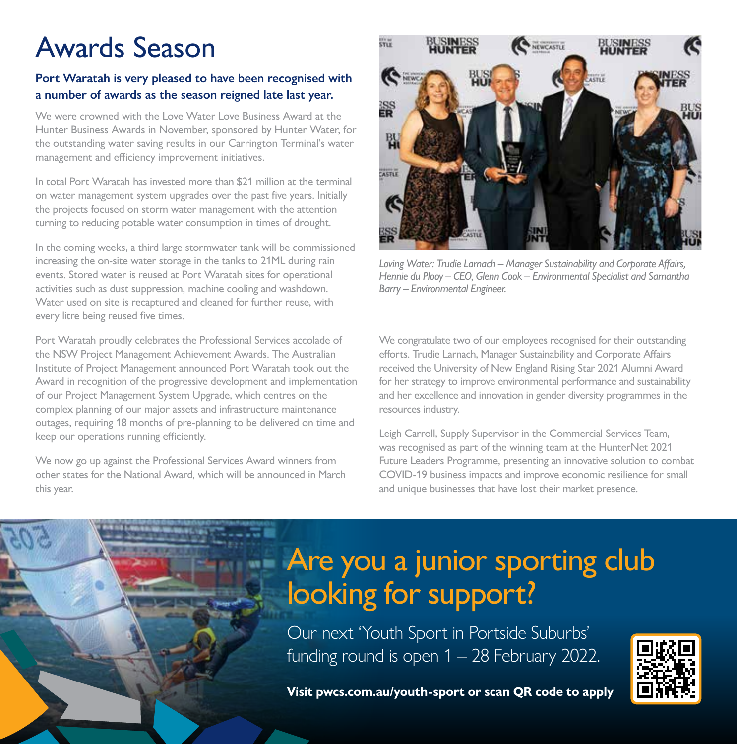# Awards Season

**Port Waratah is very pleased to have been recognised with a number of awards as the season reigned late last year.**

We were crowned with the Love Water Love Business Award at the Hunter Business Awards in November, sponsored by Hunter Water, for the outstanding water saving results in our Carrington Terminal's water management and efficiency improvement initiatives.

In total Port Waratah has invested more than $21 million at the terminal on water management system upgrades over the past five years. Initially the projects focused on storm water management with the attention turning to reducing potable water consumption in times of drought.

In the coming weeks, a third large stormwater tank will be commissioned increasing the on-site water storage in the tanks to 21ML during rain events. Stored water is reused at Port Waratah sites for operational activities such as dust suppression, machine cooling and washdown. Water used on site is recaptured and cleaned for further reuse, with every litre being reused five times.

Port Waratah proudly celebrates the Professional Services accolade of the NSW Project Management Achievement Awards. The Australian Institute of Project Management announced Port Waratah took out the Award in recognition of the progressive development and implementation of our Project Management System Upgrade, which centres on the complex planning of our major assets and infrastructure maintenance outages, requiring 18 months of pre-planning to be delivered on time and keep our operations running efficiently.

We now go up against the Professional Services Award winners from other states for the National Award, which will be announced in March this year.

*Loving Water: Trudie Larnach – Manager Sustainability and Corporate Affairs, Hennie du Plooy – CEO, Glenn Cook – Environmental Specialist and Samantha Barry – Environmental Engineer.*

We congratulate two of our employees recognised for their outstanding efforts. Trudie Larnach, Manager Sustainability and Corporate Affairs received the University of New England Rising Star 2021 Alumni Award for her strategy to improve environmental performance and sustainability and her excellence and innovation in gender diversity programmes in the resources industry.

Leigh Carroll, Supply Supervisor in the Commercial Services Team, was recognised as part of the winning team at the HunterNet 2021 Future Leaders Programme, presenting an innovative solution to combat COVID-19 business impacts and improve economic resilience for small and unique businesses that have lost their market presence.

## Are you a junior sporting club looking for support?

Our next 'Youth Sport in Portside Suburbs' funding round is open 1 – 28 February 2022.

**Visit pwcs.com.au/youth-sport or scan QR code to apply**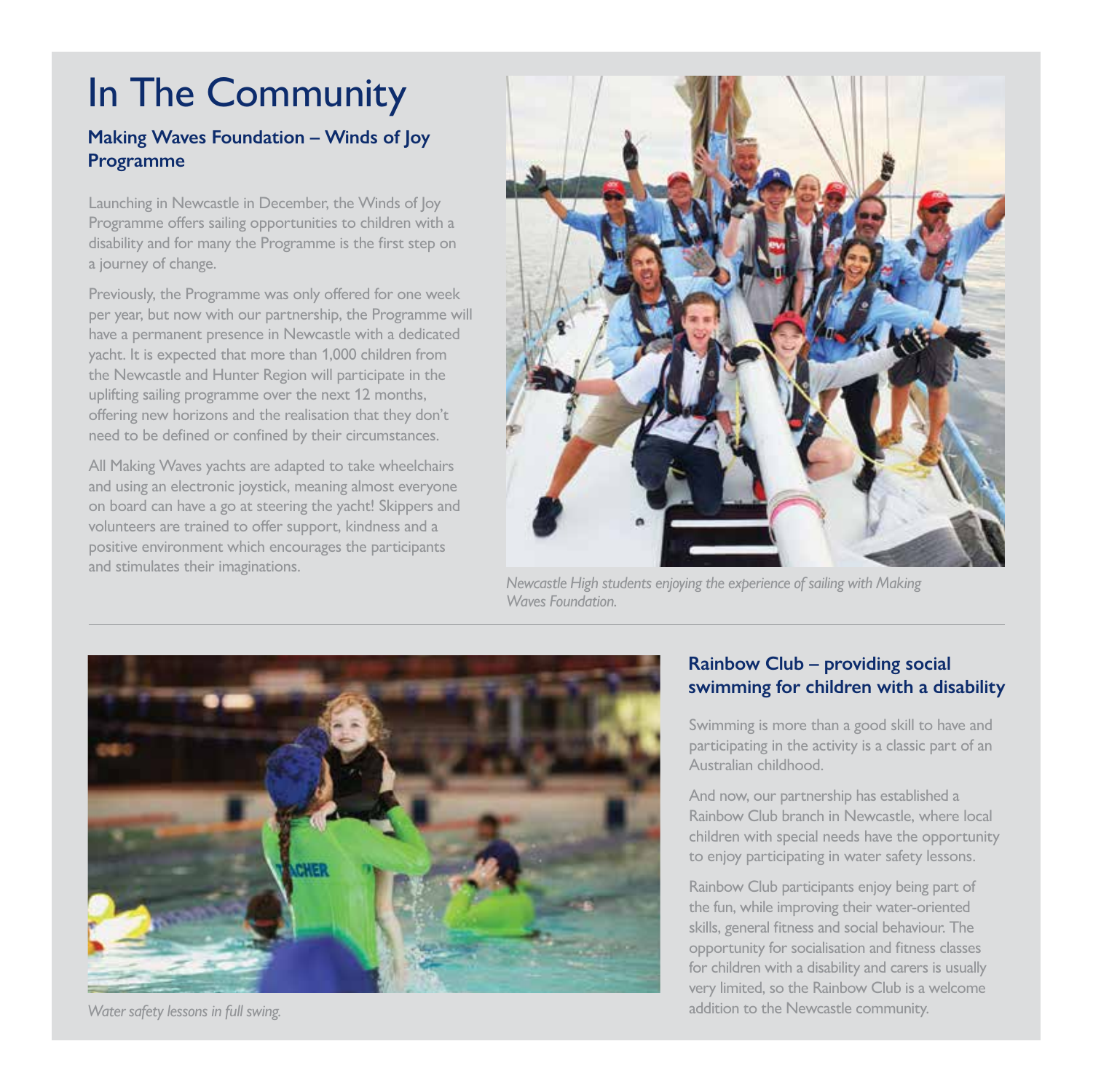# In The Community

## Making Waves Foundation – Winds of Joy Programme

Launching in Newcastle in December, the Winds of Joy Programme offers sailing opportunities to children with a disability and for many the Programme is the first step on a journey of change.

Previously, the Programme was only offered for one week per year, but now with our partnership, the Programme will have a permanent presence in Newcastle with a dedicated yacht. It is expected that more than 1,000 children from the Newcastle and Hunter Region will participate in the uplifting sailing programme over the next 12 months, offering new horizons and the realisation that they don't need to be defined or confined by their circumstances.

All Making Waves yachts are adapted to take wheelchairs and using an electronic joystick, meaning almost everyone on board can have a go at steering the yacht! Skippers and volunteers are trained to offer support, kindness and a positive environment which encourages the participants and stimulates their imaginations.

*Newcastle High students enjoying the experience of sailing with Making Waves Foundation.*

## Rainbow Club – providing social swimming for children with a disability

Swimming is more than a good skill to have and participating in the activity is a classic part of an Australian childhood.

And now, our partnership has established a Rainbow Club branch in Newcastle, where local children with special needs have the opportunity to enjoy participating in water safety lessons.

Rainbow Club participants enjoy being part of the fun, while improving their water-oriented skills, general fitness and social behaviour. The opportunity for socialisation and fitness classes for children with a disability and carers is usually very limited, so the Rainbow Club is a welcome addition to the Newcastle community.

*Water safety lessons in full swing.*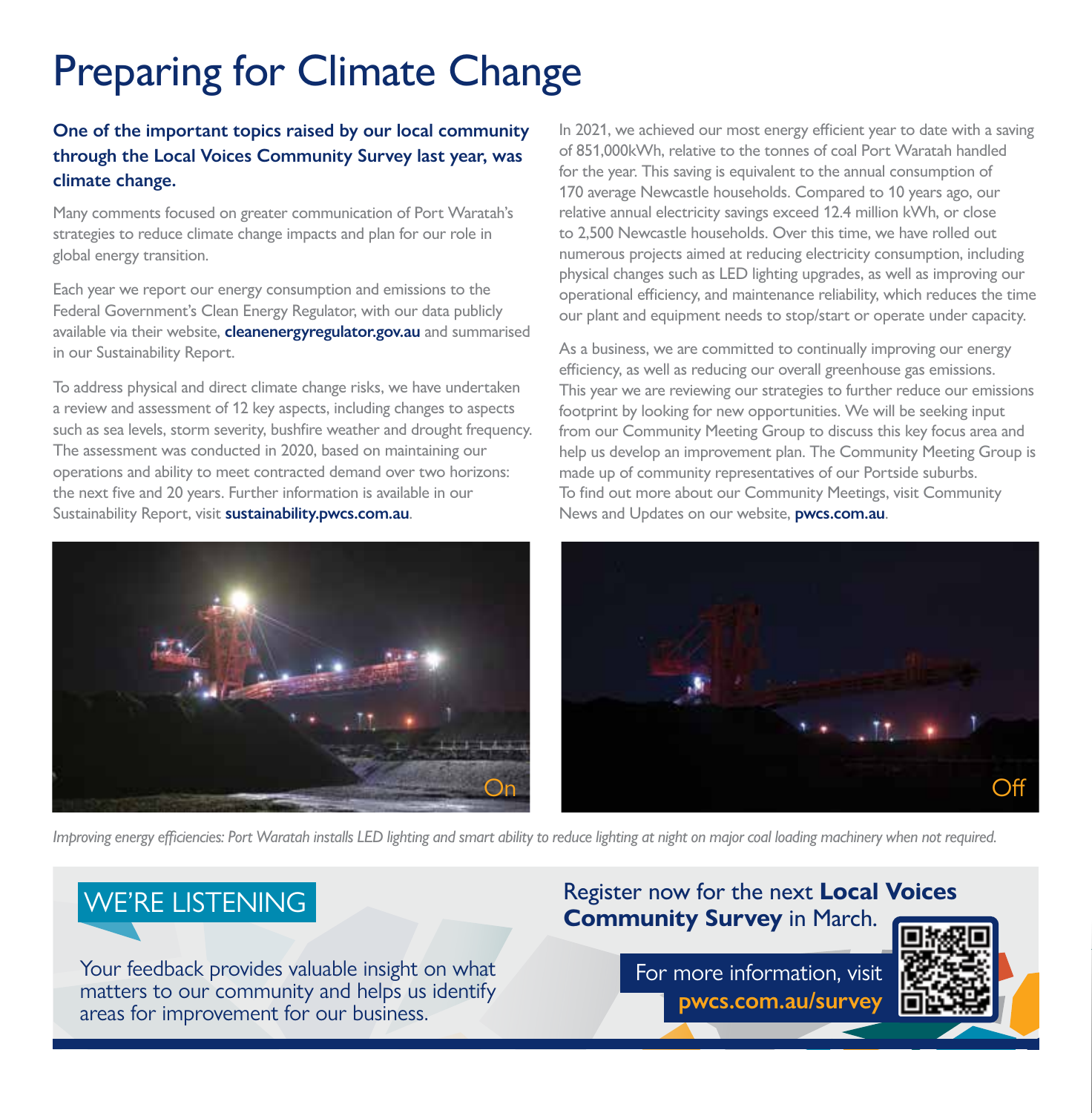# Preparing for Climate Change

**One of the important topics raised by our local community through the Local Voices Community Survey last year, was climate change.**

Many comments focused on greater communication of Port Waratah's strategies to reduce climate change impacts and plan for our role in global energy transition.

Each year we report our energy consumption and emissions to the Federal Government's Clean Energy Regulator, with our data publicly available via their website, **cleanenergyregulator.gov.au** and summarised in our Sustainability Report.

To address physical and direct climate change risks, we have undertaken a review and assessment of 12 key aspects, including changes to aspects such as sea levels, storm severity, bushfire weather and drought frequency. The assessment was conducted in 2020, based on maintaining our operations and ability to meet contracted demand over two horizons: the next five and 20 years. Further information is available in our Sustainability Report, visit **sustainability.pwcs.com.au**.

In 2021, we achieved our most energy efficient year to date with a saving of 851,000kWh, relative to the tonnes of coal Port Waratah handled for the year. This saving is equivalent to the annual consumption of 170 average Newcastle households. Compared to 10 years ago, our relative annual electricity savings exceed 12.4 million kWh, or close to 2,500 Newcastle households. Over this time, we have rolled out numerous projects aimed at reducing electricity consumption, including physical changes such as LED lighting upgrades, as well as improving our operational efficiency, and maintenance reliability, which reduces the time our plant and equipment needs to stop/start or operate under capacity.

As a business, we are committed to continually improving our energy efficiency, as well as reducing our overall greenhouse gas emissions. This year we are reviewing our strategies to further reduce our emissions footprint by looking for new opportunities. We will be seeking input from our Community Meeting Group to discuss this key focus area and help us develop an improvement plan. The Community Meeting Group is made up of community representatives of our Portside suburbs. To find out more about our Community Meetings, visit Community News and Updates on our website, **pwcs.com.au**.

On

Off

*Improving energy efficiencies: Port Waratah installs LED lighting and smart ability to reduce lighting at night on major coal loading machinery when not required.*

## WE'RE LISTENING

Your feedback provides valuable insight on what matters to our community and helps us identify areas for improvement for our business.

Register now for the next **Local Voices Community Survey** in March.

For more information, visit **pwcs.com.au/survey**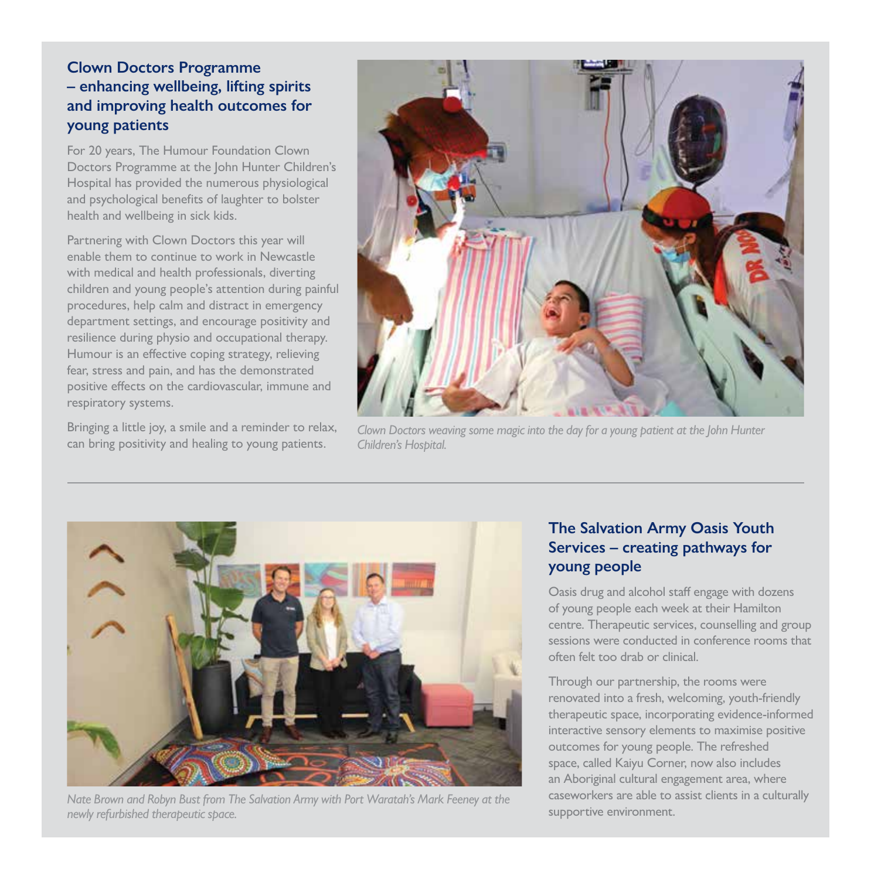## Clown Doctors Programme – enhancing wellbeing, lifting spirits and improving health outcomes for young patients

For 20 years, The Humour Foundation Clown Doctors Programme at the John Hunter Children's Hospital has provided the numerous physiological and psychological benefits of laughter to bolster health and wellbeing in sick kids.

Partnering with Clown Doctors this year will enable them to continue to work in Newcastle with medical and health professionals, diverting children and young people's attention during painful procedures, help calm and distract in emergency department settings, and encourage positivity and resilience during physio and occupational therapy. Humour is an effective coping strategy, relieving fear, stress and pain, and has the demonstrated positive effects on the cardiovascular, immune and respiratory systems.

Bringing a little joy, a smile and a reminder to relax, can bring positivity and healing to young patients.

*Clown Doctors weaving some magic into the day for a young patient at the John Hunter Children's Hospital.*

---

## The Salvation Army Oasis Youth Services – creating pathways for young people

Oasis drug and alcohol staff engage with dozens of young people each week at their Hamilton centre. Therapeutic services, counselling and group sessions were conducted in conference rooms that often felt too drab or clinical.

Through our partnership, the rooms were renovated into a fresh, welcoming, youth-friendly therapeutic space, incorporating evidence-informed interactive sensory elements to maximise positive outcomes for young people. The refreshed space, called Kaiyu Corner, now also includes an Aboriginal cultural engagement area, where caseworkers are able to assist clients in a culturally supportive environment.

*Nate Brown and Robyn Bust from The Salvation Army with Port Waratah's Mark Feeney at the newly refurbished therapeutic space.*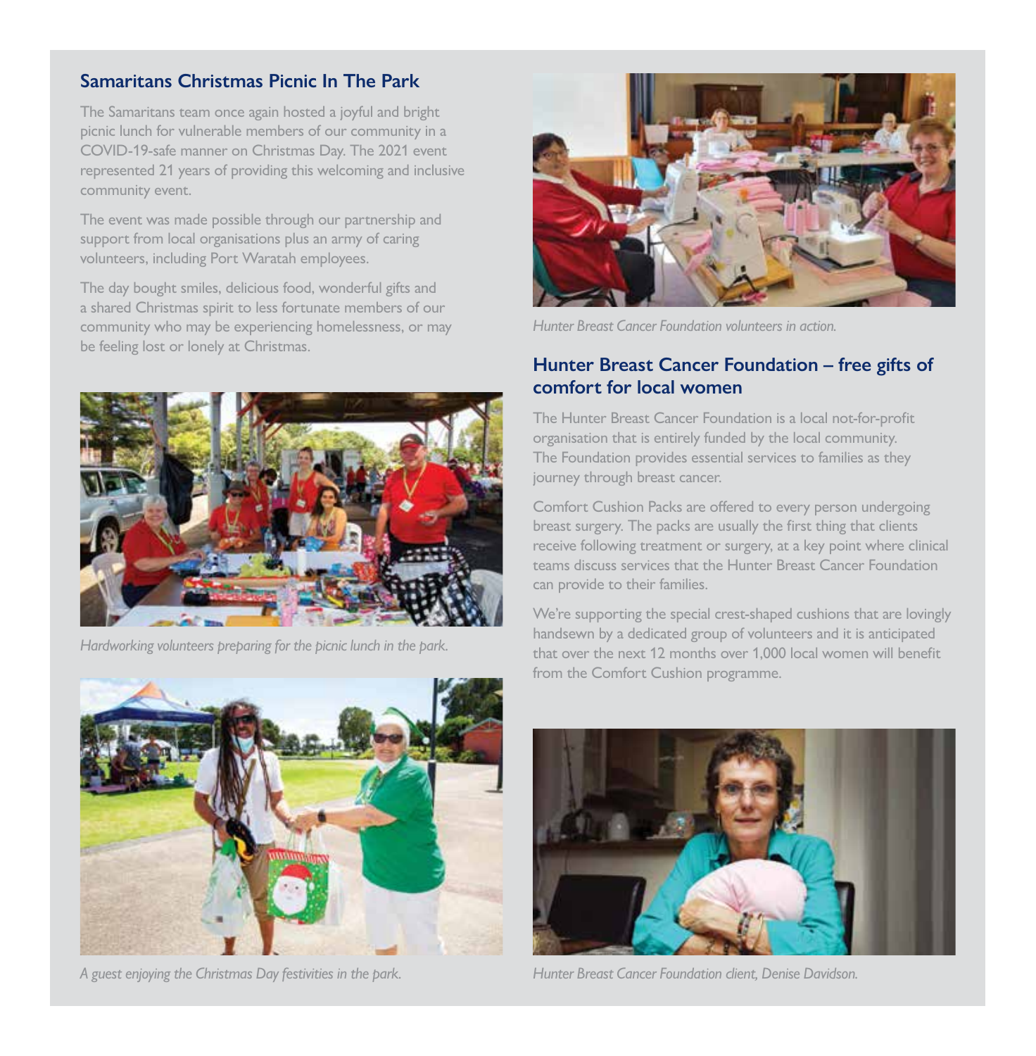## Samaritans Christmas Picnic In The Park

The Samaritans team once again hosted a joyful and bright picnic lunch for vulnerable members of our community in a COVID-19-safe manner on Christmas Day. The 2021 event represented 21 years of providing this welcoming and inclusive community event.

The event was made possible through our partnership and support from local organisations plus an army of caring volunteers, including Port Waratah employees.

The day bought smiles, delicious food, wonderful gifts and a shared Christmas spirit to less fortunate members of our community who may be experiencing homelessness, or may be feeling lost or lonely at Christmas.

*Hardworking volunteers preparing for the picnic lunch in the park.*

*A guest enjoying the Christmas Day festivities in the park.*

*Hunter Breast Cancer Foundation volunteers in action.*

## Hunter Breast Cancer Foundation – free gifts of comfort for local women

The Hunter Breast Cancer Foundation is a local not-for-profit organisation that is entirely funded by the local community. The Foundation provides essential services to families as they journey through breast cancer.

Comfort Cushion Packs are offered to every person undergoing breast surgery. The packs are usually the first thing that clients receive following treatment or surgery, at a key point where clinical teams discuss services that the Hunter Breast Cancer Foundation can provide to their families.

We're supporting the special crest-shaped cushions that are lovingly handsewn by a dedicated group of volunteers and it is anticipated that over the next 12 months over 1,000 local women will benefit from the Comfort Cushion programme.

*Hunter Breast Cancer Foundation client, Denise Davidson.*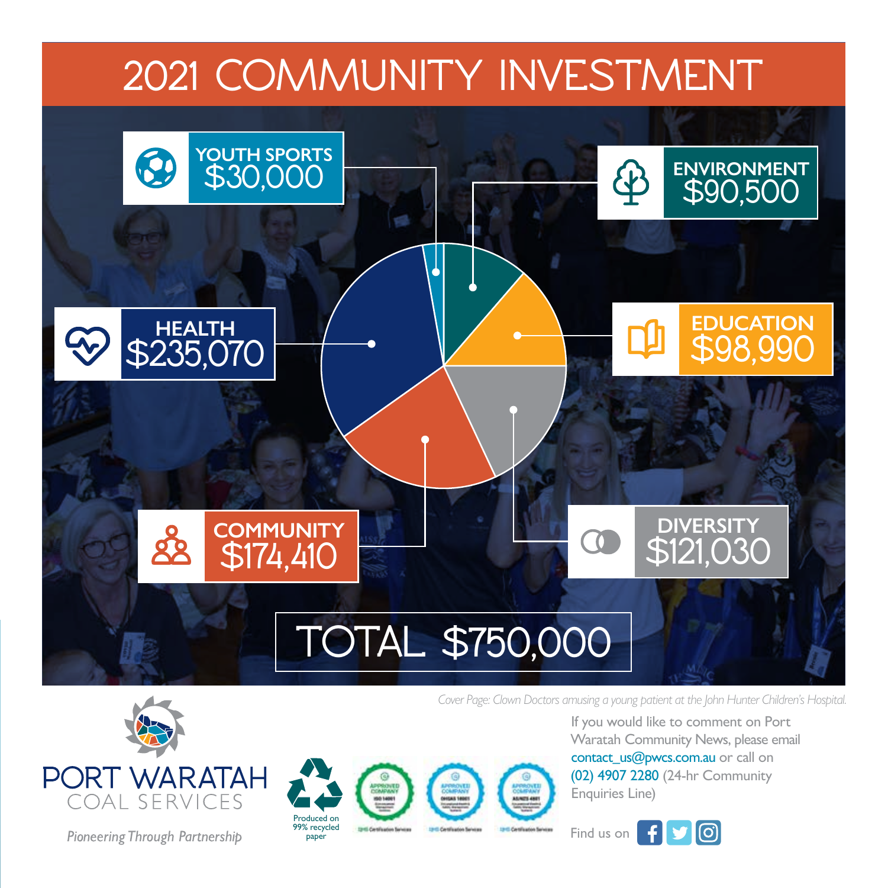# 2021 COMMUNITY INVESTMENT

YOUTH SPORTS
$30,000

ENVIRONMENT
$90,500

HEALTH
$235,070

EDUCATION
$98,990

COMMUNITY
$174,410

DIVERSITY
$121,030

TOTAL $750,000

*Cover Page: Clown Doctors amusing a young patient at the John Hunter Children's Hospital.*

PORT WARATAH
COAL SERVICES

*Pioneering Through Partnership*

Produced on 99% recycled paper

If you would like to comment on Port Waratah Community News, please email contact_us@pwcs.com.au or call on (02) 4907 2280 (24-hr Community Enquiries Line)

Find us on